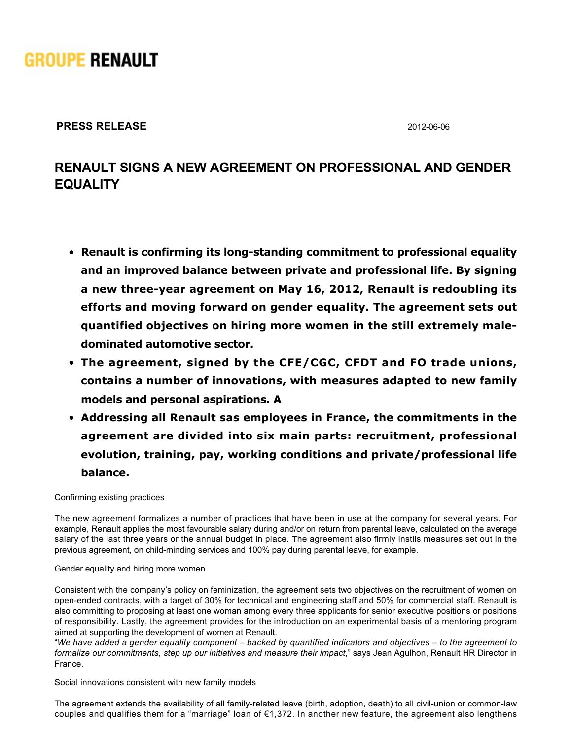**GROUPE RENAULT**

**PRESS RELEASE** 2012-06-06

# RENAULT SIGNS A NEW AGREEMENT ON PROFESSIONAL AND GENDER EQUALITY

- **Renault is confirming its long-standing commitment to professional equality and an improved balance between private and professional life. By signing a new three-year agreement on May 16, 2012, Renault is redoubling its efforts and moving forward on gender equality. The agreement sets out quantified objectives on hiring more women in the still extremely male-dominated automotive sector.**
- **The agreement, signed by the CFE/CGC, CFDT and FO trade unions, contains a number of innovations, with measures adapted to new family models and personal aspirations. A**
- **Addressing all Renault sas employees in France, the commitments in the agreement are divided into six main parts: recruitment, professional evolution, training, pay, working conditions and private/professional life balance.**

Confirming existing practices

The new agreement formalizes a number of practices that have been in use at the company for several years. For example, Renault applies the most favourable salary during and/or on return from parental leave, calculated on the average salary of the last three years or the annual budget in place. The agreement also firmly instils measures set out in the previous agreement, on child-minding services and 100% pay during parental leave, for example.

Gender equality and hiring more women

Consistent with the company's policy on feminization, the agreement sets two objectives on the recruitment of women on open-ended contracts, with a target of 30% for technical and engineering staff and 50% for commercial staff. Renault is also committing to proposing at least one woman among every three applicants for senior executive positions or positions of responsibility. Lastly, the agreement provides for the introduction on an experimental basis of a mentoring program aimed at supporting the development of women at Renault.

"*We have added a gender equality component – backed by quantified indicators and objectives – to the agreement to formalize our commitments, step up our initiatives and measure their impact*," says Jean Agulhon, Renault HR Director in France.

Social innovations consistent with new family models

The agreement extends the availability of all family-related leave (birth, adoption, death) to all civil-union or common-law couples and qualifies them for a "marriage" loan of €1,372. In another new feature, the agreement also lengthens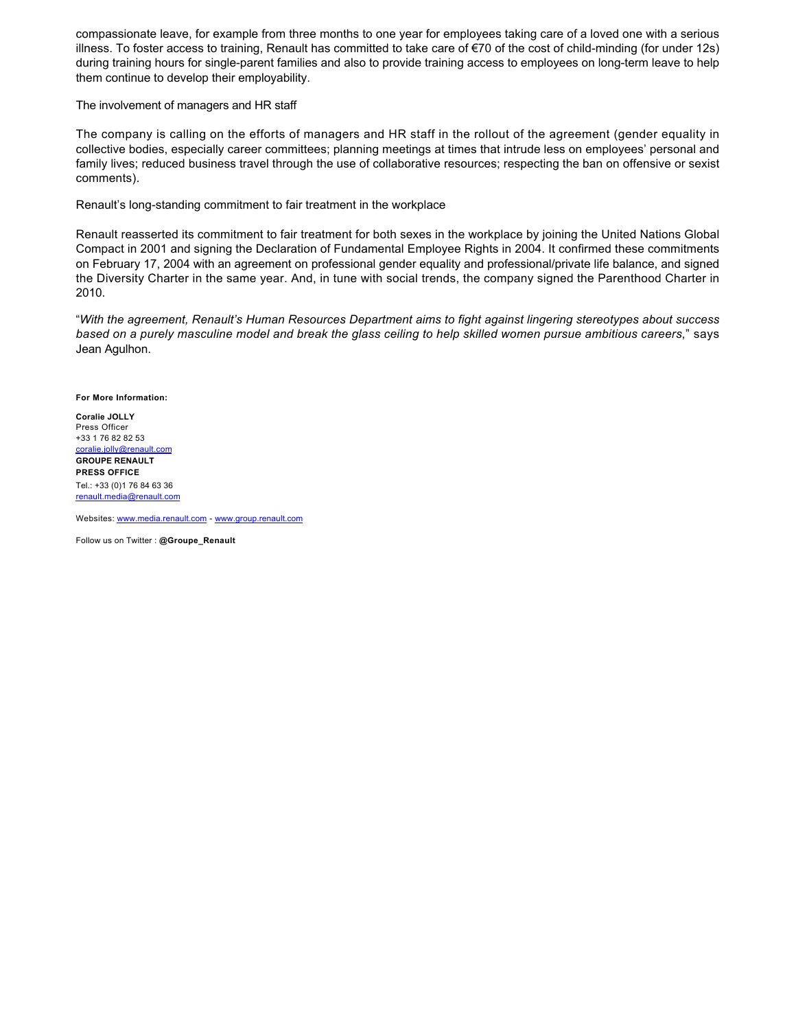compassionate leave, for example from three months to one year for employees taking care of a loved one with a serious illness. To foster access to training, Renault has committed to take care of €70 of the cost of child-minding (for under 12s) during training hours for single-parent families and also to provide training access to employees on long-term leave to help them continue to develop their employability.

The involvement of managers and HR staff

The company is calling on the efforts of managers and HR staff in the rollout of the agreement (gender equality in collective bodies, especially career committees; planning meetings at times that intrude less on employees' personal and family lives; reduced business travel through the use of collaborative resources; respecting the ban on offensive or sexist comments).

Renault's long-standing commitment to fair treatment in the workplace

Renault reasserted its commitment to fair treatment for both sexes in the workplace by joining the United Nations Global Compact in 2001 and signing the Declaration of Fundamental Employee Rights in 2004. It confirmed these commitments on February 17, 2004 with an agreement on professional gender equality and professional/private life balance, and signed the Diversity Charter in the same year. And, in tune with social trends, the company signed the Parenthood Charter in 2010.

"*With the agreement, Renault's Human Resources Department aims to fight against lingering stereotypes about success based on a purely masculine model and break the glass ceiling to help skilled women pursue ambitious careers*," says Jean Agulhon.

**For More Information:**

**Coralie JOLLY**
Press Officer
+33 1 76 82 82 53
coralie.jolly@renault.com
**GROUPE RENAULT**
**PRESS OFFICE**
Tel.: +33 (0)1 76 84 63 36
renault.media@renault.com

Websites: www.media.renault.com - www.group.renault.com

Follow us on Twitter : **@Groupe_Renault**